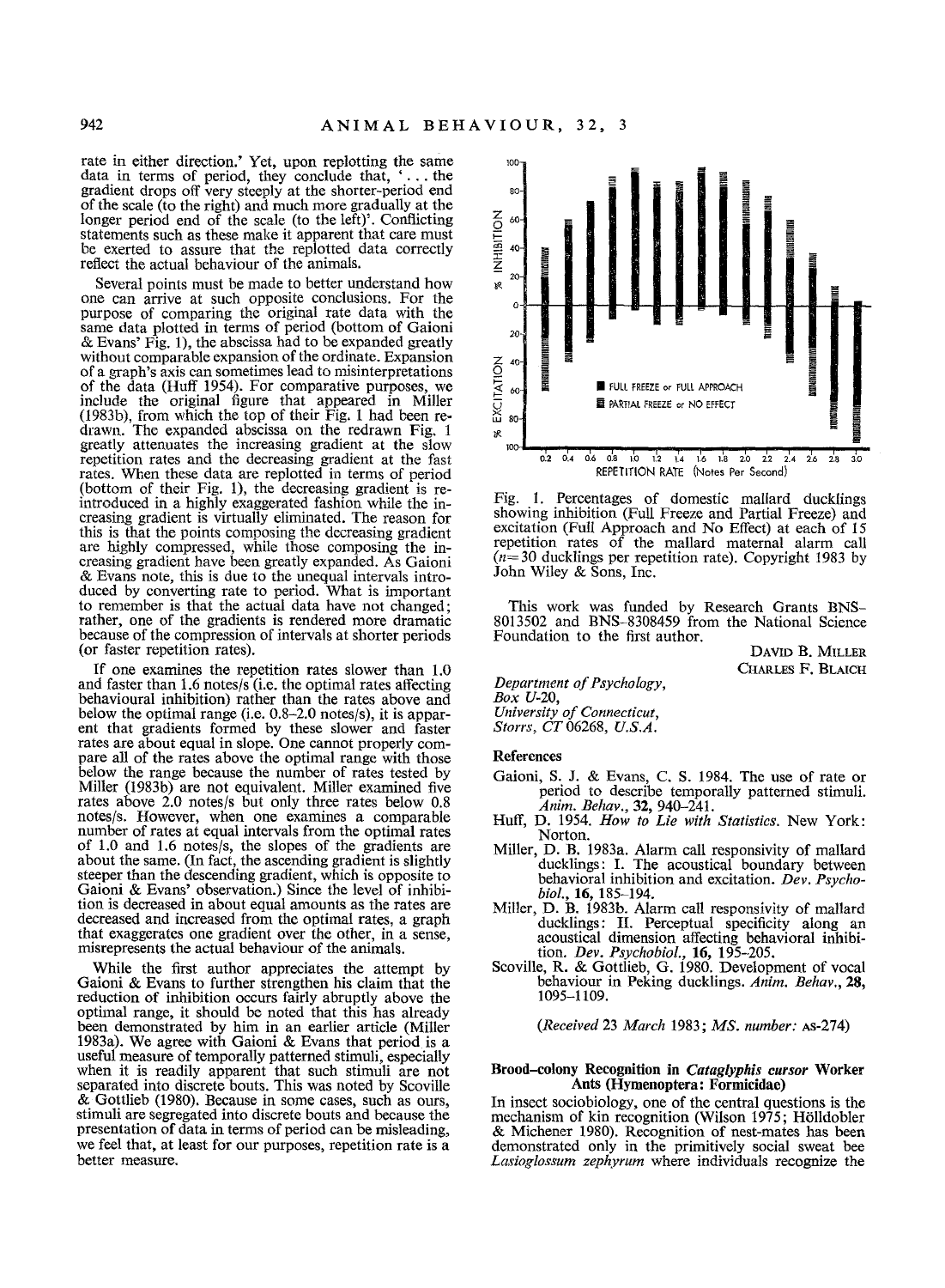rate in either direction.' Yet, upon replotting the same data in terms of period, they conclude that, '. . . the gradient drops off very steeply at the shorter-period end of the scale (to the right) and much more gradually at the longer period end of the scale (to the left)'. Conflicting statements such as these make it apparent that care must be exerted to assure that the replotted data correctly reflect the actual behaviour of the animals.

Several points must be made to better understand how one can arrive at such opposite conclusions. For the purpose of comparing the original rate data with the same data plotted in terms of period (bottom of Gaioni & Evans' Fig. 1), the abscissa had to be expanded greatly without comparable expansion of the ordinate. Expansion of a graph's axis can sometimes lead to misinterpretations of the data (Huff 1954). For comparative purposes, we include the original figure that appeared in Miller (1983b), from which the top of their Fig. 1 had been redrawn. The expanded abscissa on the redrawn Fig. 1 greatly attenuates the increasing gradient at the slow repetition rates and the decreasing gradient at the fast rates. When these data are replotted in terms of period (bottom of their Fig. 1), the decreasing gradient is reintroduced in a highly exaggerated fashion while the increasing gradient is virtually eliminated. The reason for this is that the points composing the decreasing gradient are highly compressed, while those composing the increasing gradient have been greatly expanded. As Gaioni & Evans note, this is due to the unequal intervals introduced by converting rate to period. What is important to remember is that the actual data have not changed; rather, one of the gradients is rendered more dramatic because of the compression of intervals at shorter periods (or faster repetition rates).

If one examines the repetition rates slower than 1.0 and faster than 1.6 notes/s (i.e. the optimal rates affecting behavioural inhibition) rather than the rates above and below the optimal range (i.e. 0.8–2.0 notes/s), it is apparent that gradients formed by these slower and faster rates are about equal in slope. One cannot properly compare all of the rates above the optimal range with those below the range because the number of rates tested by Miller (1983b) are not equivalent. Miller examined five rates above 2.0 notes/s but only three rates below 0.8 notes/s. However, when one examines a comparable number of rates at equal intervals from the optimal rates of 1.0 and 1.6 notes/s, the slopes of the gradients are about the same. (In fact, the ascending gradient is slightly steeper than the descending gradient, which is opposite to Gaioni & Evans' observation.) Since the level of inhibition is decreased in about equal amounts as the rates are decreased and increased from the optimal rates, a graph that exaggerates one gradient over the other, in a sense, misrepresents the actual behaviour of the animals.

While the first author appreciates the attempt by Gaioni & Evans to further strengthen his claim that the reduction of inhibition occurs fairly abruptly above the optimal range, it should be noted that this has already been demonstrated by him in an earlier article (Miller 1983a). We agree with Gaioni & Evans that period is a useful measure of temporally patterned stimuli, especially when it is readily apparent that such stimuli are not separated into discrete bouts. This was noted by Scoville & Gottlieb (1980). Because in some cases, such as ours, stimuli are segregated into discrete bouts and because the presentation of data in terms of period can be misleading, we feel that, at least for our purposes, repetition rate is a better measure.

Fig. 1. Percentages of domestic mallard ducklings showing inhibition (Full Freeze and Partial Freeze) and excitation (Full Approach and No Effect) at each of 15 repetition rates of the mallard maternal alarm call ($n = 30$ ducklings per repetition rate). Copyright 1983 by John Wiley & Sons, Inc.

This work was funded by Research Grants BNS-8013502 and BNS-8308459 from the National Science Foundation to the first author.

DAVID B. MILLER
CHARLES F. BLAICH

*Department of Psychology,*
*Box U-20,*
*University of Connecticut,*
*Storrs, CT 06268, U.S.A.*

## References

Gaioni, S. J. & Evans, C. S. 1984. The use of rate or period to describe temporally patterned stimuli. *Anim. Behav.*, **32**, 940–241.

Huff, D. 1954. *How to Lie with Statistics.* New York: Norton.

Miller, D. B. 1983a. Alarm call responsivity of mallard ducklings: I. The acoustical boundary between behavioral inhibition and excitation. *Dev. Psychobiol.*, **16**, 185–194.

Miller, D. B. 1983b. Alarm call responsivity of mallard ducklings: II. Perceptual specificity along an acoustical dimension affecting behavioral inhibition. *Dev. Psychobiol.*, **16**, 195–205.

Scoville, R. & Gottlieb, G. 1980. Development of vocal behaviour in Peking ducklings. *Anim. Behav.*, **28**, 1095–1109.

(*Received 23 March 1983; MS. number:* AS-274)

### Brood–colony Recognition in *Cataglyphis cursor* Worker Ants (Hymenoptera: Formicidae)

In insect sociobiology, one of the central questions is the mechanism of kin recognition (Wilson 1975; Hölldobler & Michener 1980). Recognition of nest-mates has been demonstrated only in the primitively social sweat bee *Lasioglossum zephyrum* where individuals recognize the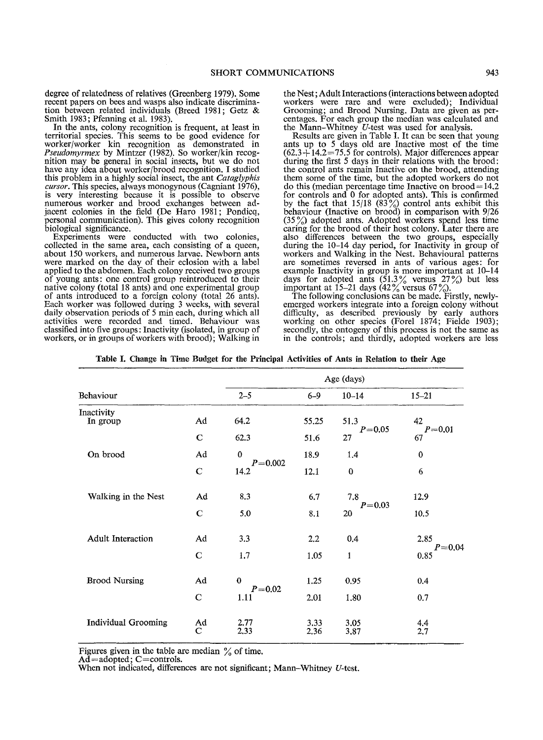degree of relatedness of relatives (Greenberg 1979). Some recent papers on bees and wasps also indicate discrimination between related individuals (Breed 1981; Getz & Smith 1983; Pfenning et al. 1983).

In the ants, colony recognition is frequent, at least in territorial species. This seems to be good evidence for worker/worker kin recognition as demonstrated in *Pseudomyrmex* by Mintzer (1982). So worker/kin recognition may be general in social insects, but we do not have any idea about worker/brood recognition. I studied this problem in a highly social insect, the ant *Cataglyphis cursor*. This species, always monogynous (Cagniant 1976), is very interesting because it is possible to observe numerous worker and brood exchanges between adjacent colonies in the field (De Haro 1981; Pondicq, personal communication). This gives colony recognition biological significance.

Experiments were conducted with two colonies, collected in the same area, each consisting of a queen, about 150 workers, and numerous larvae. Newborn ants were marked on the day of their eclosion with a label applied to the abdomen. Each colony received two groups of young ants: one control group reintroduced to their native colony (total 18 ants) and one experimental group of ants introduced to a foreign colony (total 26 ants). Each worker was followed during 3 weeks, with several daily observation periods of 5 min each, during which all activities were recorded and timed. Behaviour was classified into five groups: Inactivity (isolated, in group of workers, or in groups of workers with brood); Walking in the Nest; Adult Interactions (interactions between adopted workers were rare and were excluded); Individual Grooming; and Brood Nursing. Data are given as percentages. For each group the median was calculated and the Mann-Whitney $U$-test was used for analysis.

Results are given in Table I. It can be seen that young ants up to 5 days old are Inactive most of the time ($62.3+14.2=75.5$ for controls). Major differences appear during the first 5 days in their relations with the brood: the control ants remain Inactive on the brood, attending them some of the time, but the adopted workers do not do this (median percentage time Inactive on brood = 14.2 for controls and 0 for adopted ants). This is confirmed by the fact that 15/18 (83%) control ants exhibit this behaviour (Inactive on brood) in comparison with 9/26 (35%) adopted ants. Adopted workers spend less time caring for the brood of their host colony. Later there are also differences between the two groups, especially during the 10–14 day period, for Inactivity in group of workers and Walking in the Nest. Behavioural patterns are sometimes reversed in ants of various ages: for example Inactivity in group is more important at 10–14 days for adopted ants (51.3% versus 27%) but less important at 15–21 days (42% versus 67%).

The following conclusions can be made. Firstly, newly-emerged workers integrate into a foreign colony without difficulty, as described previously by early authors working on other species (Forel 1874; Fielde 1903); secondly, the ontogeny of this process is not the same as in the controls; and thirdly, adopted workers are less

**Table I. Change in Time Budget for the Principal Activities of Ants in Relation to their Age**

| Behaviour | | Age (days) 2–5 | 6–9 | 10–14 | 15–21 |
|---|---|---|---|---|---|
| Inactivity | | | | | |
| In group | Ad | 64.2 | 55.25 | 51.3 | 42 |
| | | | | $P=0.05$ | $P=0.01$ |
| | C | 62.3 | 51.6 | 27 | 67 |
| On brood | Ad | 0 | 18.9 | 1.4 | 0 |
| | | $P=0.002$ | | | |
| | C | 14.2 | 12.1 | 0 | 6 |
| Walking in the Nest | Ad | 8.3 | 6.7 | 7.8 | 12.9 |
| | | | | $P=0.03$ | |
| | C | 5.0 | 8.1 | 20 | 10.5 |
| Adult Interaction | Ad | 3.3 | 2.2 | 0.4 | 2.85 |
| | | | | | $P=0.04$ |
| | C | 1.7 | 1.05 | 1 | 0.85 |
| Brood Nursing | Ad | 0 | 1.25 | 0.95 | 0.4 |
| | | $P=0.02$ | | | |
| | C | 1.11 | 2.01 | 1.80 | 0.7 |
| Individual Grooming | Ad | 2.77 | 3.33 | 3.05 | 4.4 |
| | C | 2.33 | 2.36 | 3.87 | 2.7 |

Figures given in the table are median % of time.
Ad = adopted; C = controls.
When not indicated, differences are not significant; Mann-Whitney $U$-test.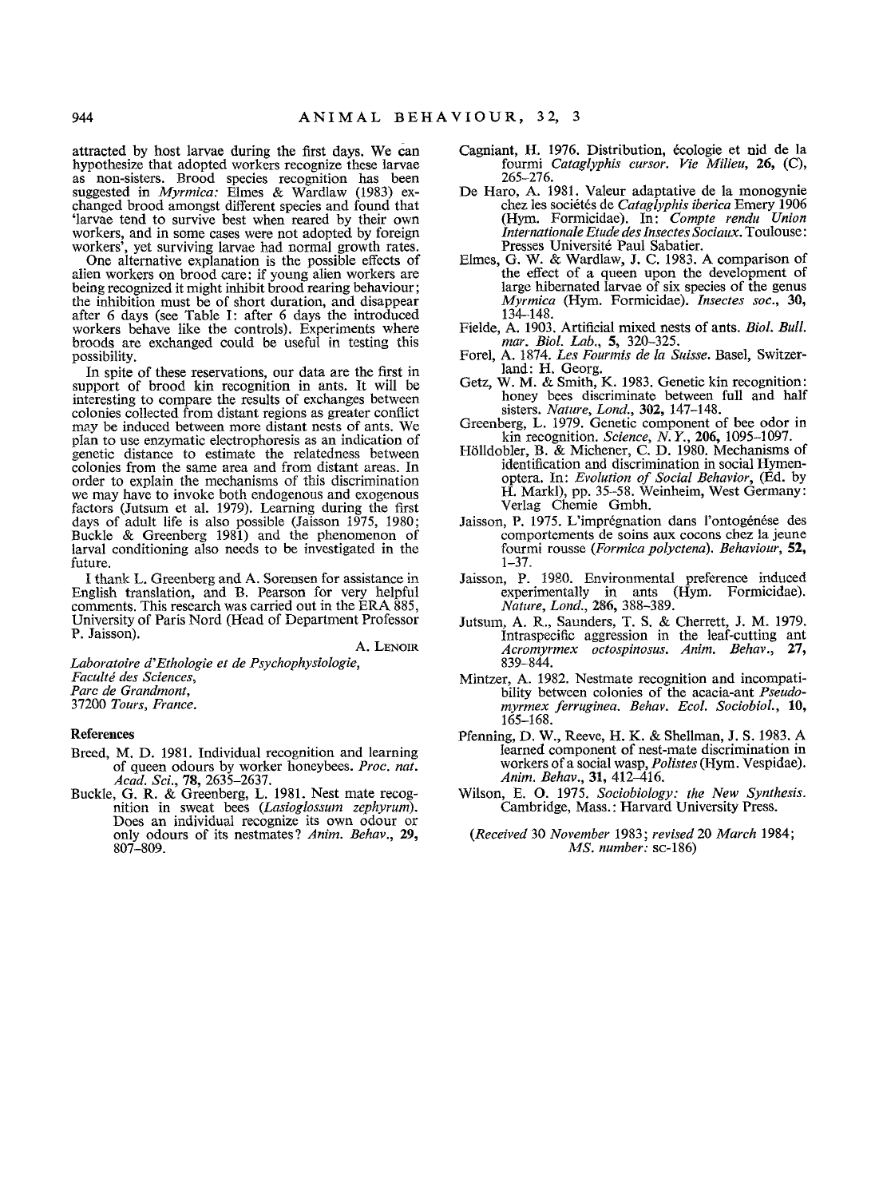attracted by host larvae during the first days. We can hypothesize that adopted workers recognize these larvae as non-sisters. Brood species recognition has been suggested in *Myrmica:* Elmes & Wardlaw (1983) exchanged brood amongst different species and found that 'larvae tend to survive best when reared by their own workers, and in some cases were not adopted by foreign workers', yet surviving larvae had normal growth rates.

One alternative explanation is the possible effects of alien workers on brood care: if young alien workers are being recognized it might inhibit brood rearing behaviour; the inhibition must be of short duration, and disappear after 6 days (see Table I: after 6 days the introduced workers behave like the controls). Experiments where broods are exchanged could be useful in testing this possibility.

In spite of these reservations, our data are the first in support of brood kin recognition in ants. It will be interesting to compare the results of exchanges between colonies collected from distant regions as greater conflict may be induced between more distant nests of ants. We plan to use enzymatic electrophoresis as an indication of genetic distance to estimate the relatedness between colonies from the same area and from distant areas. In order to explain the mechanisms of this discrimination we may have to invoke both endogenous and exogenous factors (Jutsum et al. 1979). Learning during the first days of adult life is also possible (Jaisson 1975, 1980; Buckle & Greenberg 1981) and the phenomenon of larval conditioning also needs to be investigated in the future.

I thank L. Greenberg and A. Sorensen for assistance in English translation, and B. Pearson for very helpful comments. This research was carried out in the ERA 885, University of Paris Nord (Head of Department Professor P. Jaisson).

A. Lenoir

*Laboratoire d'Ethologie et de Psychophysiologie,*
*Faculté des Sciences,*
*Parc de Grandmont,*
*37200 Tours, France.*

## References

Breed, M. D. 1981. Individual recognition and learning of queen odours by worker honeybees. *Proc. nat. Acad. Sci.*, **78,** 2635–2637.

Buckle, G. R. & Greenberg, L. 1981. Nest mate recognition in sweat bees (*Lasioglossum zephyrum*). Does an individual recognize its own odour or only odours of its nestmates? *Anim. Behav.*, **29,** 807–809.

Cagniant, H. 1976. Distribution, écologie et nid de la fourmi *Cataglyphis cursor*. *Vie Milieu*, **26,** (C), 265–276.

De Haro, A. 1981. Valeur adaptative de la monogynie chez les sociétés de *Cataglyphis iberica* Emery 1906 (Hym. Formicidae). In: *Compte rendu Union Internationale Etude des Insectes Sociaux*. Toulouse: Presses Université Paul Sabatier.

Elmes, G. W. & Wardlaw, J. C. 1983. A comparison of the effect of a queen upon the development of large hibernated larvae of six species of the genus *Myrmica* (Hym. Formicidae). *Insectes soc.*, **30,** 134–148.

Fielde, A. 1903. Artificial mixed nests of ants. *Biol. Bull. mar. Biol. Lab.*, **5,** 320–325.

Forel, A. 1874. *Les Fourmis de la Suisse*. Basel, Switzerland: H. Georg.

Getz, W. M. & Smith, K. 1983. Genetic kin recognition: honey bees discriminate between full and half sisters. *Nature, Lond.*, **302,** 147–148.

Greenberg, L. 1979. Genetic component of bee odor in kin recognition. *Science, N.Y.*, **206,** 1095–1097.

Hölldobler, B. & Michener, C. D. 1980. Mechanisms of identification and discrimination in social Hymenoptera. In: *Evolution of Social Behavior*, (Ed. by H. Markl), pp. 35–58. Weinheim, West Germany: Verlag Chemie Gmbh.

Jaisson, P. 1975. L'imprégnation dans l'ontogénèse des comportements de soins aux cocons chez la jeune fourmi rousse (*Formica polyctena*). *Behaviour*, **52,** 1–37.

Jaisson, P. 1980. Environmental preference induced experimentally in ants (Hym. Formicidae). *Nature, Lond.*, **286,** 388–389.

Jutsum, A. R., Saunders, T. S. & Cherrett, J. M. 1979. Intraspecific aggression in the leaf-cutting ant *Acromyrmex octospinosus*. *Anim. Behav.*, **27,** 839–844.

Mintzer, A. 1982. Nestmate recognition and incompatibility between colonies of the acacia-ant *Pseudomyrmex ferruginea*. *Behav. Ecol. Sociobiol.*, **10,** 165–168.

Pfenning, D. W., Reeve, H. K. & Shellman, J. S. 1983. A learned component of nest-mate discrimination in workers of a social wasp, *Polistes* (Hym. Vespidae). *Anim. Behav.*, **31,** 412–416.

Wilson, E. O. 1975. *Sociobiology: the New Synthesis*. Cambridge, Mass.: Harvard University Press.

(*Received* 30 *November* 1983; *revised* 20 *March* 1984; *MS. number:* SC-186)